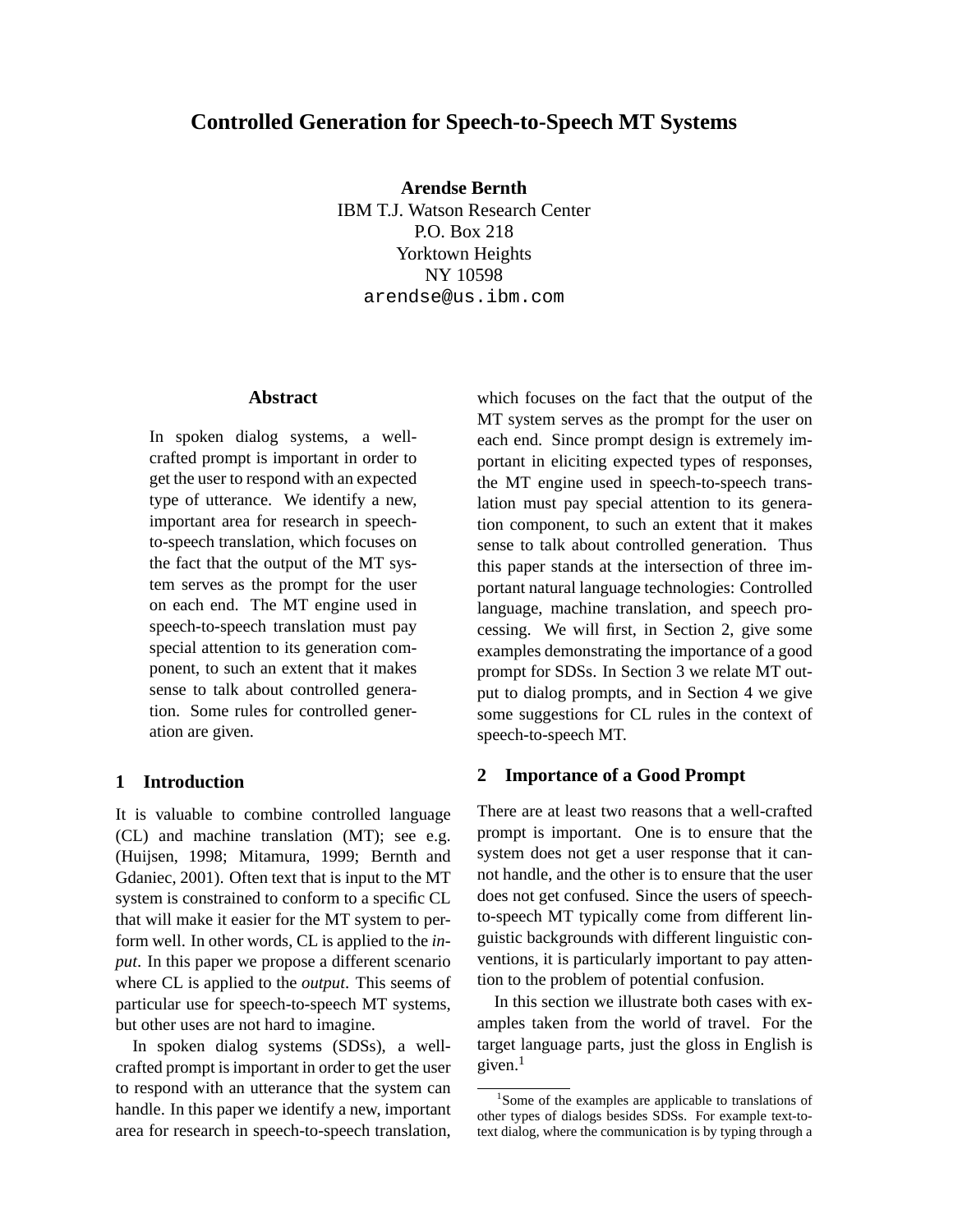# Controlled Generation for Speech-to-Speech MT Systems

**Arendse Bernth**
IBM T.J. Watson Research Center
P.O. Box 218
Yorktown Heights
NY 10598
arendse@us.ibm.com

## Abstract

In spoken dialog systems, a well-crafted prompt is important in order to get the user to respond with an expected type of utterance. We identify a new, important area for research in speech-to-speech translation, which focuses on the fact that the output of the MT system serves as the prompt for the user on each end. The MT engine used in speech-to-speech translation must pay special attention to its generation component, to such an extent that it makes sense to talk about controlled generation. Some rules for controlled generation are given.

## 1 Introduction

It is valuable to combine controlled language (CL) and machine translation (MT); see e.g. (Huijsen, 1998; Mitamura, 1999; Bernth and Gdaniec, 2001). Often text that is input to the MT system is constrained to conform to a specific CL that will make it easier for the MT system to perform well. In other words, CL is applied to the *input*. In this paper we propose a different scenario where CL is applied to the *output*. This seems of particular use for speech-to-speech MT systems, but other uses are not hard to imagine.

In spoken dialog systems (SDSs), a well-crafted prompt is important in order to get the user to respond with an utterance that the system can handle. In this paper we identify a new, important area for research in speech-to-speech translation, which focuses on the fact that the output of the MT system serves as the prompt for the user on each end. Since prompt design is extremely important in eliciting expected types of responses, the MT engine used in speech-to-speech translation must pay special attention to its generation component, to such an extent that it makes sense to talk about controlled generation. Thus this paper stands at the intersection of three important natural language technologies: Controlled language, machine translation, and speech processing. We will first, in Section 2, give some examples demonstrating the importance of a good prompt for SDSs. In Section 3 we relate MT output to dialog prompts, and in Section 4 we give some suggestions for CL rules in the context of speech-to-speech MT.

## 2 Importance of a Good Prompt

There are at least two reasons that a well-crafted prompt is important. One is to ensure that the system does not get a user response that it cannot handle, and the other is to ensure that the user does not get confused. Since the users of speech-to-speech MT typically come from different linguistic backgrounds with different linguistic conventions, it is particularly important to pay attention to the problem of potential confusion.

In this section we illustrate both cases with examples taken from the world of travel. For the target language parts, just the gloss in English is given.[1]

[1] Some of the examples are applicable to translations of other types of dialogs besides SDSs. For example text-to-text dialog, where the communication is by typing through a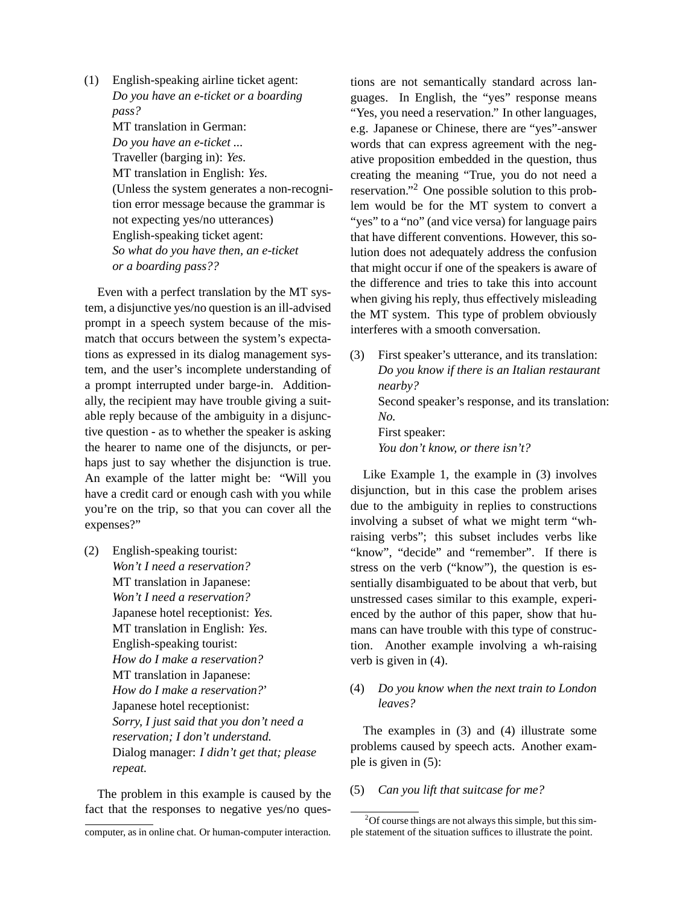(1) English-speaking airline ticket agent:
*Do you have an e-ticket or a boarding pass?*
MT translation in German:
*Do you have an e-ticket ...*
Traveller (barging in): *Yes.*
MT translation in English: *Yes.*
(Unless the system generates a non-recognition error message because the grammar is not expecting yes/no utterances)
English-speaking ticket agent:
*So what do you have then, an e-ticket or a boarding pass??*

Even with a perfect translation by the MT system, a disjunctive yes/no question is an ill-advised prompt in a speech system because of the mismatch that occurs between the system's expectations as expressed in its dialog management system, and the user's incomplete understanding of a prompt interrupted under barge-in. Additionally, the recipient may have trouble giving a suitable reply because of the ambiguity in a disjunctive question - as to whether the speaker is asking the hearer to name one of the disjuncts, or perhaps just to say whether the disjunction is true. An example of the latter might be: "Will you have a credit card or enough cash with you while you're on the trip, so that you can cover all the expenses?"

(2) English-speaking tourist:
*Won't I need a reservation?*
MT translation in Japanese:
*Won't I need a reservation?*
Japanese hotel receptionist: *Yes.*
MT translation in English: *Yes.*
English-speaking tourist:
*How do I make a reservation?*
MT translation in Japanese:
*How do I make a reservation?'*
Japanese hotel receptionist:
*Sorry, I just said that you don't need a reservation; I don't understand.*
Dialog manager: *I didn't get that; please repeat.*

The problem in this example is caused by the fact that the responses to negative yes/no questions are not semantically standard across languages. In English, the "yes" response means "Yes, you need a reservation." In other languages, e.g. Japanese or Chinese, there are "yes"-answer words that can express agreement with the negative proposition embedded in the question, thus creating the meaning "True, you do not need a reservation."[2] One possible solution to this problem would be for the MT system to convert a "yes" to a "no" (and vice versa) for language pairs that have different conventions. However, this solution does not adequately address the confusion that might occur if one of the speakers is aware of the difference and tries to take this into account when giving his reply, thus effectively misleading the MT system. This type of problem obviously interferes with a smooth conversation.

(3) First speaker's utterance, and its translation:
*Do you know if there is an Italian restaurant nearby?*
Second speaker's response, and its translation:
*No.*
First speaker:
*You don't know, or there isn't?*

Like Example 1, the example in (3) involves disjunction, but in this case the problem arises due to the ambiguity in replies to constructions involving a subset of what we might term "wh-raising verbs"; this subset includes verbs like "know", "decide" and "remember". If there is stress on the verb ("know"), the question is essentially disambiguated to be about that verb, but unstressed cases similar to this example, experienced by the author of this paper, show that humans can have trouble with this type of construction. Another example involving a wh-raising verb is given in (4).

(4) *Do you know when the next train to London leaves?*

The examples in (3) and (4) illustrate some problems caused by speech acts. Another example is given in (5):

(5) *Can you lift that suitcase for me?*

computer, as in online chat. Or human-computer interaction.

[2] Of course things are not always this simple, but this simple statement of the situation suffices to illustrate the point.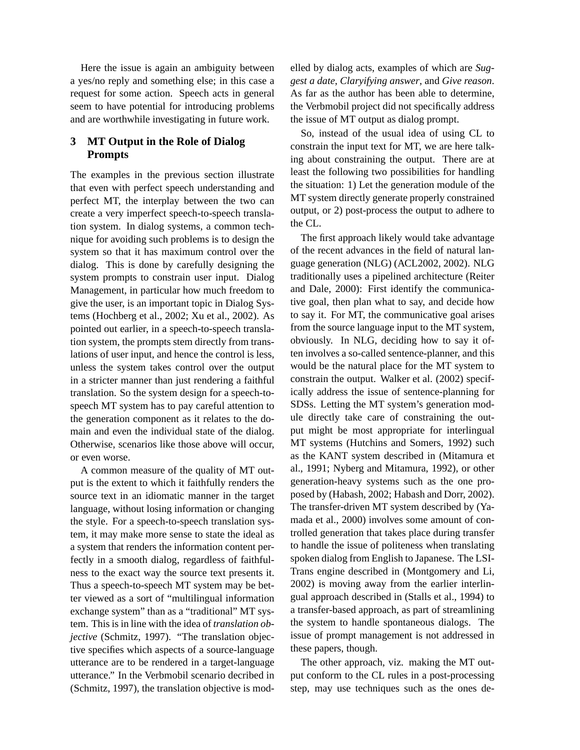Here the issue is again an ambiguity between a yes/no reply and something else; in this case a request for some action. Speech acts in general seem to have potential for introducing problems and are worthwhile investigating in future work.

## 3 MT Output in the Role of Dialog Prompts

The examples in the previous section illustrate that even with perfect speech understanding and perfect MT, the interplay between the two can create a very imperfect speech-to-speech translation system. In dialog systems, a common technique for avoiding such problems is to design the system so that it has maximum control over the dialog. This is done by carefully designing the system prompts to constrain user input. Dialog Management, in particular how much freedom to give the user, is an important topic in Dialog Systems (Hochberg et al., 2002; Xu et al., 2002). As pointed out earlier, in a speech-to-speech translation system, the prompts stem directly from translations of user input, and hence the control is less, unless the system takes control over the output in a stricter manner than just rendering a faithful translation. So the system design for a speech-to-speech MT system has to pay careful attention to the generation component as it relates to the domain and even the individual state of the dialog. Otherwise, scenarios like those above will occur, or even worse.

A common measure of the quality of MT output is the extent to which it faithfully renders the source text in an idiomatic manner in the target language, without losing information or changing the style. For a speech-to-speech translation system, it may make more sense to state the ideal as a system that renders the information content perfectly in a smooth dialog, regardless of faithfulness to the exact way the source text presents it. Thus a speech-to-speech MT system may be better viewed as a sort of "multilingual information exchange system" than as a "traditional" MT system. This is in line with the idea of *translation objective* (Schmitz, 1997). "The translation objective specifies which aspects of a source-language utterance are to be rendered in a target-language utterance." In the Verbmobil scenario decribed in (Schmitz, 1997), the translation objective is modelled by dialog acts, examples of which are *Suggest a date*, *Claryifying answer*, and *Give reason*. As far as the author has been able to determine, the Verbmobil project did not specifically address the issue of MT output as dialog prompt.

So, instead of the usual idea of using CL to constrain the input text for MT, we are here talking about constraining the output. There are at least the following two possibilities for handling the situation: 1) Let the generation module of the MT system directly generate properly constrained output, or 2) post-process the output to adhere to the CL.

The first approach likely would take advantage of the recent advances in the field of natural language generation (NLG) (ACL2002, 2002). NLG traditionally uses a pipelined architecture (Reiter and Dale, 2000): First identify the communicative goal, then plan what to say, and decide how to say it. For MT, the communicative goal arises from the source language input to the MT system, obviously. In NLG, deciding how to say it often involves a so-called sentence-planner, and this would be the natural place for the MT system to constrain the output. Walker et al. (2002) specifically address the issue of sentence-planning for SDSs. Letting the MT system's generation module directly take care of constraining the output might be most appropriate for interlingual MT systems (Hutchins and Somers, 1992) such as the KANT system described in (Mitamura et al., 1991; Nyberg and Mitamura, 1992), or other generation-heavy systems such as the one proposed by (Habash, 2002; Habash and Dorr, 2002). The transfer-driven MT system described by (Yamada et al., 2000) involves some amount of controlled generation that takes place during transfer to handle the issue of politeness when translating spoken dialog from English to Japanese. The LSI-Trans engine described in (Montgomery and Li, 2002) is moving away from the earlier interlingual approach described in (Stalls et al., 1994) to a transfer-based approach, as part of streamlining the system to handle spontaneous dialogs. The issue of prompt management is not addressed in these papers, though.

The other approach, viz. making the MT output conform to the CL rules in a post-processing step, may use techniques such as the ones de-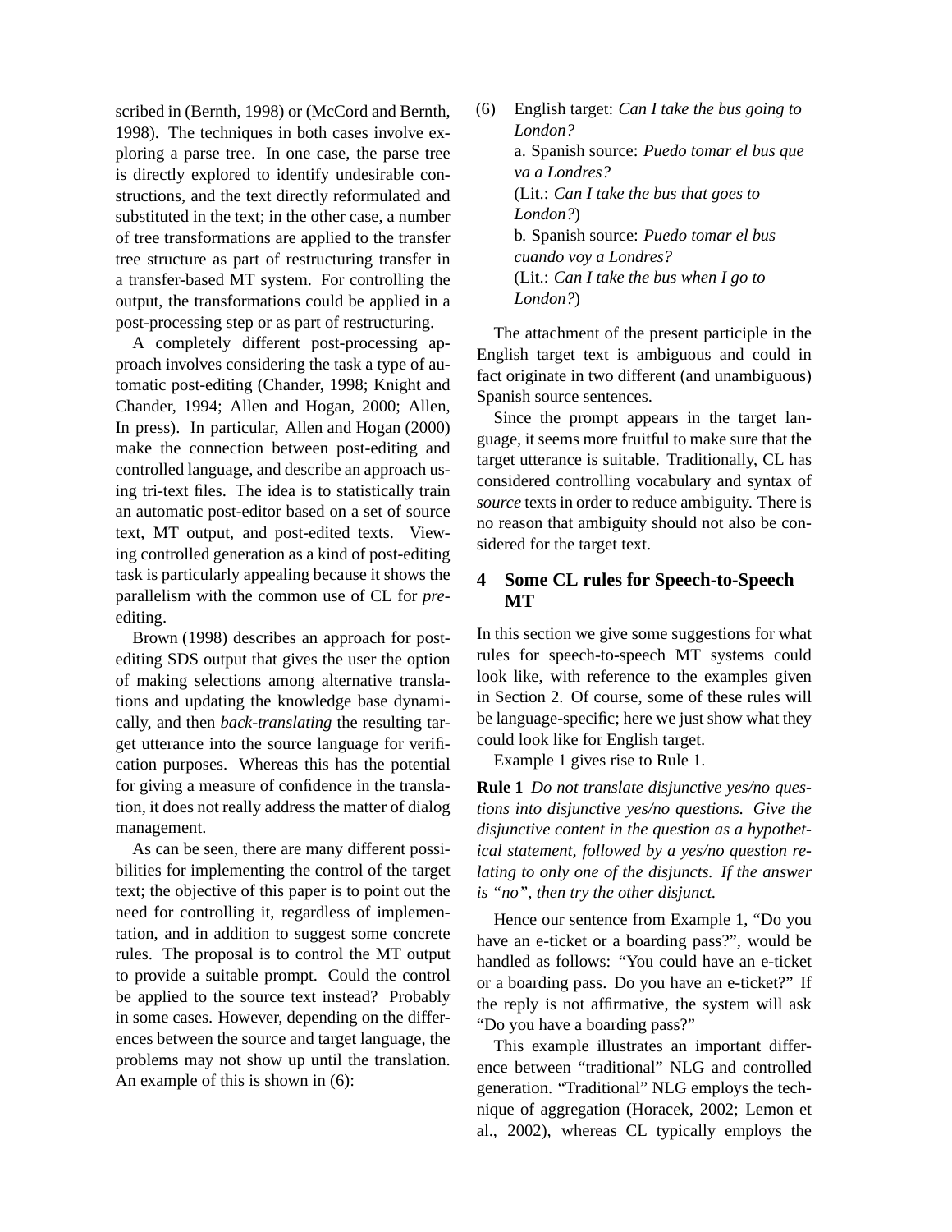scribed in (Bernth, 1998) or (McCord and Bernth, 1998). The techniques in both cases involve exploring a parse tree. In one case, the parse tree is directly explored to identify undesirable constructions, and the text directly reformulated and substituted in the text; in the other case, a number of tree transformations are applied to the transfer tree structure as part of restructuring transfer in a transfer-based MT system. For controlling the output, the transformations could be applied in a post-processing step or as part of restructuring.

A completely different post-processing approach involves considering the task a type of automatic post-editing (Chander, 1998; Knight and Chander, 1994; Allen and Hogan, 2000; Allen, In press). In particular, Allen and Hogan (2000) make the connection between post-editing and controlled language, and describe an approach using tri-text files. The idea is to statistically train an automatic post-editor based on a set of source text, MT output, and post-edited texts. Viewing controlled generation as a kind of post-editing task is particularly appealing because it shows the parallelism with the common use of CL for *pre*-editing.

Brown (1998) describes an approach for post-editing SDS output that gives the user the option of making selections among alternative translations and updating the knowledge base dynamically, and then *back-translating* the resulting target utterance into the source language for verification purposes. Whereas this has the potential for giving a measure of confidence in the translation, it does not really address the matter of dialog management.

As can be seen, there are many different possibilities for implementing the control of the target text; the objective of this paper is to point out the need for controlling it, regardless of implementation, and in addition to suggest some concrete rules. The proposal is to control the MT output to provide a suitable prompt. Could the control be applied to the source text instead? Probably in some cases. However, depending on the differences between the source and target language, the problems may not show up until the translation. An example of this is shown in (6):

(6) English target: *Can I take the bus going to London?*
a. Spanish source: *Puedo tomar el bus que va a Londres?*
(Lit.: *Can I take the bus that goes to London?*)
b. Spanish source: *Puedo tomar el bus cuando voy a Londres?*
(Lit.: *Can I take the bus when I go to London?*)

The attachment of the present participle in the English target text is ambiguous and could in fact originate in two different (and unambiguous) Spanish source sentences.

Since the prompt appears in the target language, it seems more fruitful to make sure that the target utterance is suitable. Traditionally, CL has considered controlling vocabulary and syntax of *source* texts in order to reduce ambiguity. There is no reason that ambiguity should not also be considered for the target text.

## 4 Some CL rules for Speech-to-Speech MT

In this section we give some suggestions for what rules for speech-to-speech MT systems could look like, with reference to the examples given in Section 2. Of course, some of these rules will be language-specific; here we just show what they could look like for English target.

Example 1 gives rise to Rule 1.

**Rule 1** *Do not translate disjunctive yes/no questions into disjunctive yes/no questions. Give the disjunctive content in the question as a hypothetical statement, followed by a yes/no question relating to only one of the disjuncts. If the answer is "no", then try the other disjunct.*

Hence our sentence from Example 1, "Do you have an e-ticket or a boarding pass?", would be handled as follows: "You could have an e-ticket or a boarding pass. Do you have an e-ticket?" If the reply is not affirmative, the system will ask "Do you have a boarding pass?"

This example illustrates an important difference between "traditional" NLG and controlled generation. "Traditional" NLG employs the technique of aggregation (Horacek, 2002; Lemon et al., 2002), whereas CL typically employs the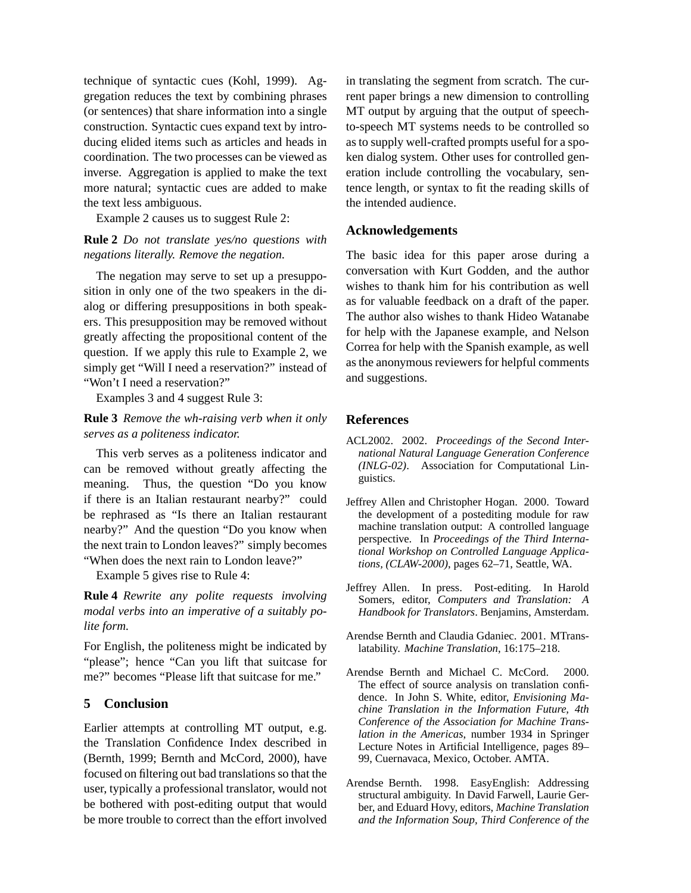technique of syntactic cues (Kohl, 1999). Aggregation reduces the text by combining phrases (or sentences) that share information into a single construction. Syntactic cues expand text by introducing elided items such as articles and heads in coordination. The two processes can be viewed as inverse. Aggregation is applied to make the text more natural; syntactic cues are added to make the text less ambiguous.

Example 2 causes us to suggest Rule 2:

**Rule 2** *Do not translate yes/no questions with negations literally. Remove the negation.*

The negation may serve to set up a presupposition in only one of the two speakers in the dialog or differing presuppositions in both speakers. This presupposition may be removed without greatly affecting the propositional content of the question. If we apply this rule to Example 2, we simply get "Will I need a reservation?" instead of "Won't I need a reservation?"

Examples 3 and 4 suggest Rule 3:

**Rule 3** *Remove the wh-raising verb when it only serves as a politeness indicator.*

This verb serves as a politeness indicator and can be removed without greatly affecting the meaning. Thus, the question "Do you know if there is an Italian restaurant nearby?" could be rephrased as "Is there an Italian restaurant nearby?" And the question "Do you know when the next train to London leaves?" simply becomes "When does the next rain to London leave?"

Example 5 gives rise to Rule 4:

**Rule 4** *Rewrite any polite requests involving modal verbs into an imperative of a suitably polite form.*

For English, the politeness might be indicated by "please"; hence "Can you lift that suitcase for me?" becomes "Please lift that suitcase for me."

## 5 Conclusion

Earlier attempts at controlling MT output, e.g. the Translation Confidence Index described in (Bernth, 1999; Bernth and McCord, 2000), have focused on filtering out bad translations so that the user, typically a professional translator, would not be bothered with post-editing output that would be more trouble to correct than the effort involved in translating the segment from scratch. The current paper brings a new dimension to controlling MT output by arguing that the output of speech-to-speech MT systems needs to be controlled so as to supply well-crafted prompts useful for a spoken dialog system. Other uses for controlled generation include controlling the vocabulary, sentence length, or syntax to fit the reading skills of the intended audience.

## Acknowledgements

The basic idea for this paper arose during a conversation with Kurt Godden, and the author wishes to thank him for his contribution as well as for valuable feedback on a draft of the paper. The author also wishes to thank Hideo Watanabe for help with the Japanese example, and Nelson Correa for help with the Spanish example, as well as the anonymous reviewers for helpful comments and suggestions.

## References

ACL2002. 2002. *Proceedings of the Second International Natural Language Generation Conference (INLG-02)*. Association for Computational Linguistics.

Jeffrey Allen and Christopher Hogan. 2000. Toward the development of a postediting module for raw machine translation output: A controlled language perspective. In *Proceedings of the Third International Workshop on Controlled Language Applications, (CLAW-2000)*, pages 62–71, Seattle, WA.

Jeffrey Allen. In press. Post-editing. In Harold Somers, editor, *Computers and Translation: A Handbook for Translators*. Benjamins, Amsterdam.

Arendse Bernth and Claudia Gdaniec. 2001. MTranslatability. *Machine Translation*, 16:175–218.

Arendse Bernth and Michael C. McCord. 2000. The effect of source analysis on translation confidence. In John S. White, editor, *Envisioning Machine Translation in the Information Future, 4th Conference of the Association for Machine Translation in the Americas*, number 1934 in Springer Lecture Notes in Artificial Intelligence, pages 89–99, Cuernavaca, Mexico, October. AMTA.

Arendse Bernth. 1998. EasyEnglish: Addressing structural ambiguity. In David Farwell, Laurie Gerber, and Eduard Hovy, editors, *Machine Translation and the Information Soup, Third Conference of the*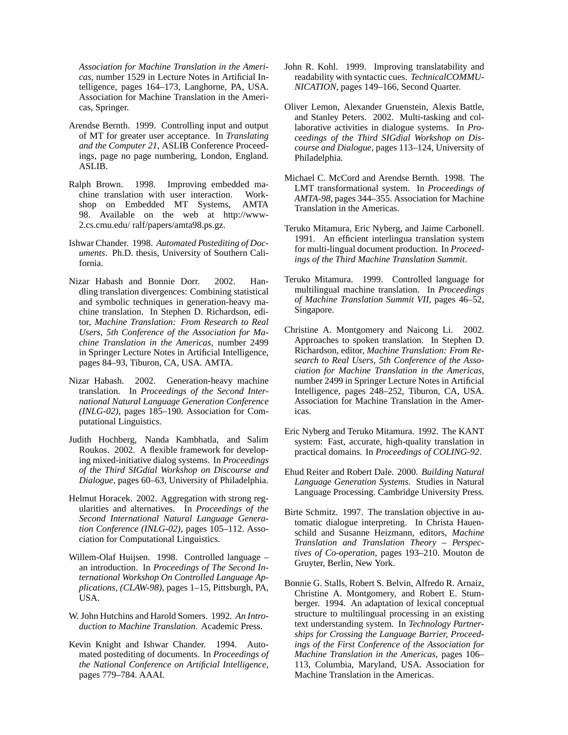*Association for Machine Translation in the Americas*, number 1529 in Lecture Notes in Artificial Intelligence, pages 164–173, Langhorne, PA, USA. Association for Machine Translation in the Americas, Springer.

Arendse Bernth. 1999. Controlling input and output of MT for greater user acceptance. In *Translating and the Computer 21*, ASLIB Conference Proceedings, page no page numbering, London, England. ASLIB.

Ralph Brown. 1998. Improving embedded machine translation with user interaction. Workshop on Embedded MT Systems, AMTA 98. Available on the web at http://www-2.cs.cmu.edu/ ralf/papers/amta98.ps.gz.

Ishwar Chander. 1998. *Automated Postediting of Documents*. Ph.D. thesis, University of Southern California.

Nizar Habash and Bonnie Dorr. 2002. Handling translation divergences: Combining statistical and symbolic techniques in generation-heavy machine translation. In Stephen D. Richardson, editor, *Machine Translation: From Research to Real Users, 5th Conference of the Association for Machine Translation in the Americas*, number 2499 in Springer Lecture Notes in Artificial Intelligence, pages 84–93, Tiburon, CA, USA. AMTA.

Nizar Habash. 2002. Generation-heavy machine translation. In *Proceedings of the Second International Natural Language Generation Conference (INLG-02)*, pages 185–190. Association for Computational Linguistics.

Judith Hochberg, Nanda Kambhatla, and Salim Roukos. 2002. A flexible framework for developing mixed-initiative dialog systems. In *Proceedings of the Third SIGdial Workshop on Discourse and Dialogue*, pages 60–63, University of Philadelphia.

Helmut Horacek. 2002. Aggregation with strong regularities and alternatives. In *Proceedings of the Second International Natural Language Generation Conference (INLG-02)*, pages 105–112. Association for Computational Linguistics.

Willem-Olaf Huijsen. 1998. Controlled language – an introduction. In *Proceedings of The Second International Workshop On Controlled Language Applications, (CLAW-98)*, pages 1–15, Pittsburgh, PA, USA.

W. John Hutchins and Harold Somers. 1992. *An Introduction to Machine Translation*. Academic Press.

Kevin Knight and Ishwar Chander. 1994. Automated postediting of documents. In *Proceedings of the National Conference on Artificial Intelligence*, pages 779–784. AAAI.

John R. Kohl. 1999. Improving translatability and readability with syntactic cues. *TechnicalCOMMUNICATION*, pages 149–166, Second Quarter.

Oliver Lemon, Alexander Gruenstein, Alexis Battle, and Stanley Peters. 2002. Multi-tasking and collaborative activities in dialogue systems. In *Proceedings of the Third SIGdial Workshop on Discourse and Dialogue*, pages 113–124, University of Philadelphia.

Michael C. McCord and Arendse Bernth. 1998. The LMT transformational system. In *Proceedings of AMTA-98*, pages 344–355. Association for Machine Translation in the Americas.

Teruko Mitamura, Eric Nyberg, and Jaime Carbonell. 1991. An efficient interlingua translation system for multi-lingual document production. In *Proceedings of the Third Machine Translation Summit*.

Teruko Mitamura. 1999. Controlled language for multilingual machine translation. In *Proceedings of Machine Translation Summit VII*, pages 46–52, Singapore.

Christine A. Montgomery and Naicong Li. 2002. Approaches to spoken translation. In Stephen D. Richardson, editor, *Machine Translation: From Research to Real Users, 5th Conference of the Association for Machine Translation in the Americas*, number 2499 in Springer Lecture Notes in Artificial Intelligence, pages 248–252, Tiburon, CA, USA. Association for Machine Translation in the Americas.

Eric Nyberg and Teruko Mitamura. 1992. The KANT system: Fast, accurate, high-quality translation in practical domains. In *Proceedings of COLING-92*.

Ehud Reiter and Robert Dale. 2000. *Building Natural Language Generation Systems*. Studies in Natural Language Processing. Cambridge University Press.

Birte Schmitz. 1997. The translation objective in automatic dialogue interpreting. In Christa Hauenschild and Susanne Heizmann, editors, *Machine Translation and Translation Theory – Perspectives of Co-operation*, pages 193–210. Mouton de Gruyter, Berlin, New York.

Bonnie G. Stalls, Robert S. Belvin, Alfredo R. Arnaiz, Christine A. Montgomery, and Robert E. Stumberger. 1994. An adaptation of lexical conceptual structure to multilingual processing in an existing text understanding system. In *Technology Partnerships for Crossing the Language Barrier, Proceedings of the First Conference of the Association for Machine Translation in the Americas*, pages 106–113, Columbia, Maryland, USA. Association for Machine Translation in the Americas.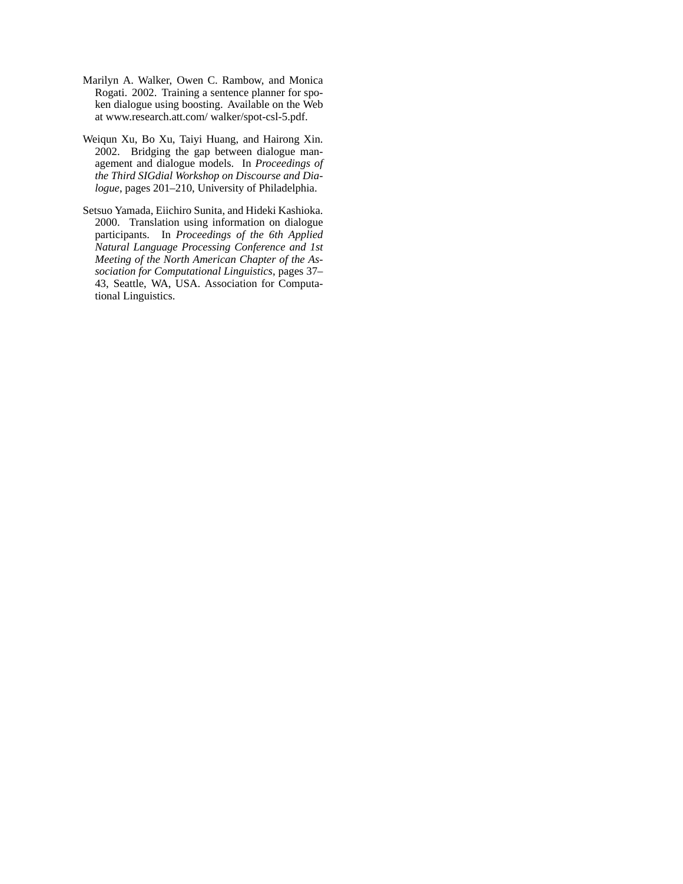Marilyn A. Walker, Owen C. Rambow, and Monica Rogati. 2002. Training a sentence planner for spoken dialogue using boosting. Available on the Web at www.research.att.com/ walker/spot-csl-5.pdf.

Weiqun Xu, Bo Xu, Taiyi Huang, and Hairong Xin. 2002. Bridging the gap between dialogue management and dialogue models. In *Proceedings of the Third SIGdial Workshop on Discourse and Dialogue*, pages 201–210, University of Philadelphia.

Setsuo Yamada, Eiichiro Sunita, and Hideki Kashioka. 2000. Translation using information on dialogue participants. In *Proceedings of the 6th Applied Natural Language Processing Conference and 1st Meeting of the North American Chapter of the Association for Computational Linguistics*, pages 37–43, Seattle, WA, USA. Association for Computational Linguistics.